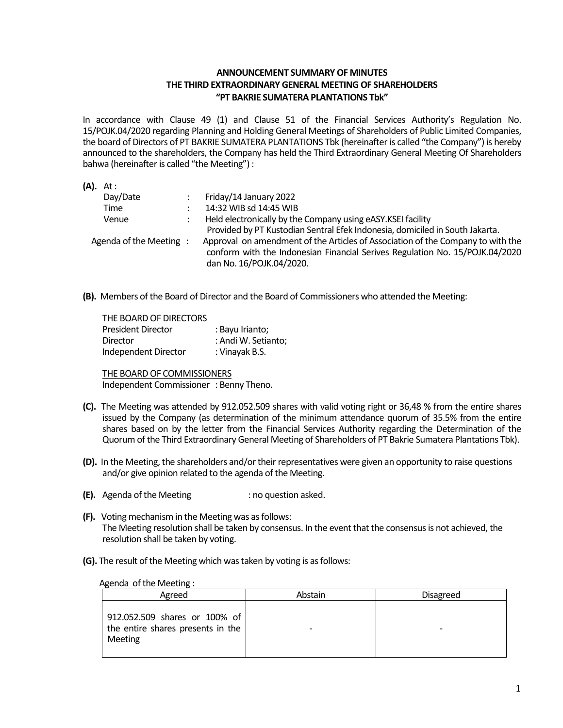**ANNOUNCEMENT SUMMARY OF MINUTES**
**THE THIRD EXTRAORDINARY GENERAL MEETING OF SHAREHOLDERS**
**"PT BAKRIE SUMATERA PLANTATIONS Tbk"**

In accordance with Clause 49 (1) and Clause 51 of the Financial Services Authority's Regulation No. 15/POJK.04/2020 regarding Planning and Holding General Meetings of Shareholders of Public Limited Companies, the board of Directors of PT BAKRIE SUMATERA PLANTATIONS Tbk (hereinafter is called "the Company") is hereby announced to the shareholders, the Company has held the Third Extraordinary General Meeting Of Shareholders bahwa (hereinafter is called "the Meeting") :

**(A).** At :

Day/Date : Friday/14 January 2022

Time : 14:32 WIB sd 14:45 WIB

Venue : Held electronically by the Company using eASY.KSEI facility Provided by PT Kustodian Sentral Efek Indonesia, domiciled in South Jakarta.

Agenda of the Meeting : Approval on amendment of the Articles of Association of the Company to with the conform with the Indonesian Financial Serives Regulation No. 15/POJK.04/2020 dan No. 16/POJK.04/2020.

**(B).** Members of the Board of Director and the Board of Commissioners who attended the Meeting:

<u>THE BOARD OF DIRECTORS</u>

President Director : Bayu Irianto;

Director : Andi W. Setianto;

Independent Director : Vinayak B.S.

<u>THE BOARD OF COMMISSIONERS</u>

Independent Commissioner : Benny Theno.

**(C).** The Meeting was attended by 912.052.509 shares with valid voting right or 36,48 % from the entire shares issued by the Company (as determination of the minimum attendance quorum of 35.5% from the entire shares based on by the letter from the Financial Services Authority regarding the Determination of the Quorum of the Third Extraordinary General Meeting of Shareholders of PT Bakrie Sumatera Plantations Tbk).

**(D).** In the Meeting, the shareholders and/or their representatives were given an opportunity to raise questions and/or give opinion related to the agenda of the Meeting.

**(E).** Agenda of the Meeting : no question asked.

**(F).** Voting mechanism in the Meeting was as follows:
The Meeting resolution shall be taken by consensus. In the event that the consensus is not achieved, the resolution shall be taken by voting.

**(G).** The result of the Meeting which was taken by voting is as follows:

Agenda of the Meeting :

| Agreed | Abstain | Disagreed |
|---|---|---|
| 912.052.509 shares or 100% of the entire shares presents in the Meeting | - | - |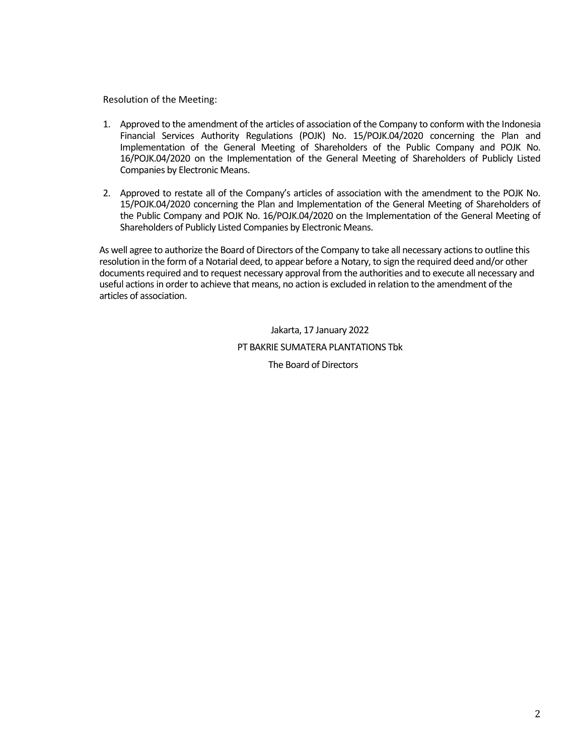Resolution of the Meeting:

1. Approved to the amendment of the articles of association of the Company to conform with the Indonesia Financial Services Authority Regulations (POJK) No. 15/POJK.04/2020 concerning the Plan and Implementation of the General Meeting of Shareholders of the Public Company and POJK No. 16/POJK.04/2020 on the Implementation of the General Meeting of Shareholders of Publicly Listed Companies by Electronic Means.

2. Approved to restate all of the Company's articles of association with the amendment to the POJK No. 15/POJK.04/2020 concerning the Plan and Implementation of the General Meeting of Shareholders of the Public Company and POJK No. 16/POJK.04/2020 on the Implementation of the General Meeting of Shareholders of Publicly Listed Companies by Electronic Means.

As well agree to authorize the Board of Directors of the Company to take all necessary actions to outline this resolution in the form of a Notarial deed, to appear before a Notary, to sign the required deed and/or other documents required and to request necessary approval from the authorities and to execute all necessary and useful actions in order to achieve that means, no action is excluded in relation to the amendment of the articles of association.

Jakarta, 17 January 2022

PT BAKRIE SUMATERA PLANTATIONS Tbk

The Board of Directors